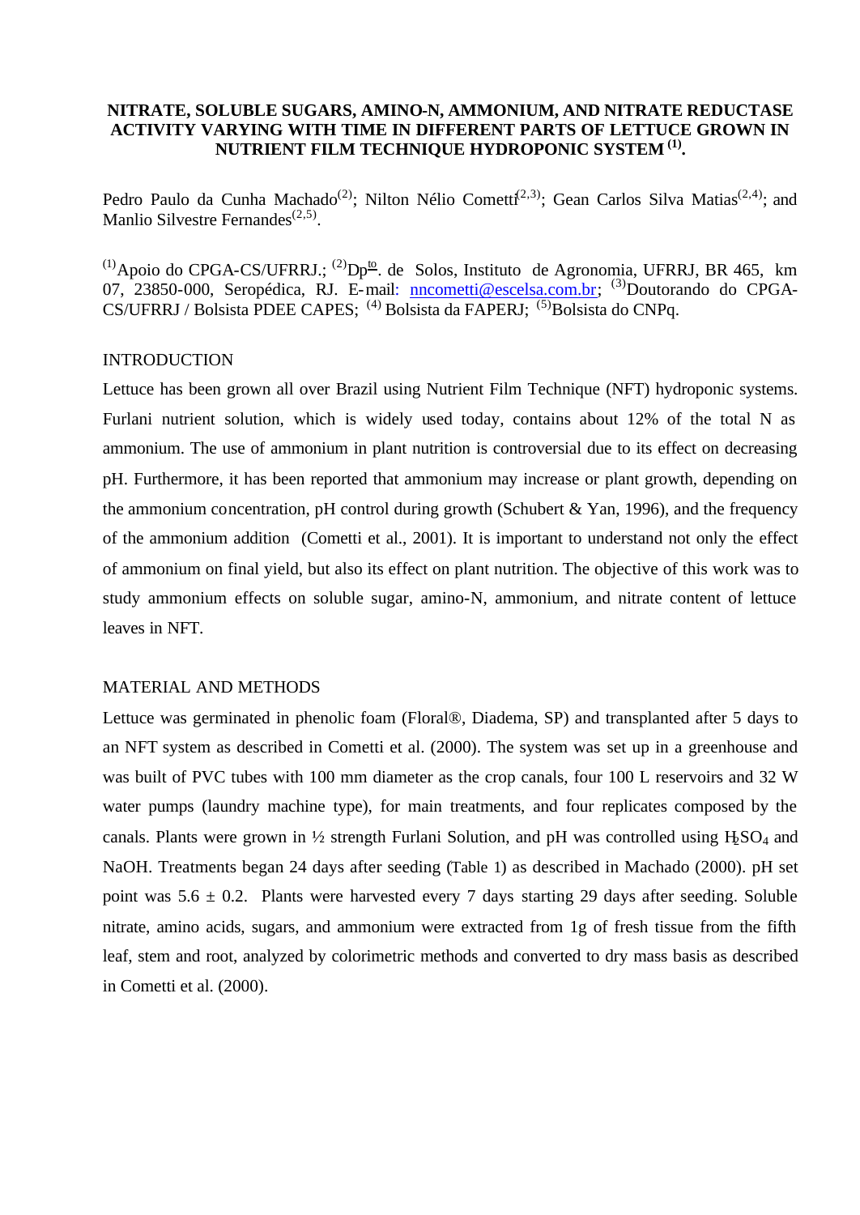# NITRATE, SOLUBLE SUGARS, AMINO-N, AMMONIUM, AND NITRATE REDUCTASE ACTIVITY VARYING WITH TIME IN DIFFERENT PARTS OF LETTUCE GROWN IN NUTRIENT FILM TECHNIQUE HYDROPONIC SYSTEM [1].

Pedro Paulo da Cunha Machado[2]; Nilton Nélio Cometti[2,3]; Gean Carlos Silva Matias[2,4]; and Manlio Silvestre Fernandes[2,5].

[1]Apoio do CPGA-CS/UFRRJ.; [2]Dp$^{\underline{to}}$. de Solos, Instituto de Agronomia, UFRRJ, BR 465, km 07, 23850-000, Seropédica, RJ. E-mail: nncometti@escelsa.com.br; [3]Doutorando do CPGA-CS/UFRRJ / Bolsista PDEE CAPES; [4] Bolsista da FAPERJ; [5]Bolsista do CNPq.

## INTRODUCTION

Lettuce has been grown all over Brazil using Nutrient Film Technique (NFT) hydroponic systems. Furlani nutrient solution, which is widely used today, contains about 12% of the total N as ammonium. The use of ammonium in plant nutrition is controversial due to its effect on decreasing pH. Furthermore, it has been reported that ammonium may increase or plant growth, depending on the ammonium concentration, pH control during growth (Schubert & Yan, 1996), and the frequency of the ammonium addition (Cometti et al., 2001). It is important to understand not only the effect of ammonium on final yield, but also its effect on plant nutrition. The objective of this work was to study ammonium effects on soluble sugar, amino-N, ammonium, and nitrate content of lettuce leaves in NFT.

## MATERIAL AND METHODS

Lettuce was germinated in phenolic foam (Floral®, Diadema, SP) and transplanted after 5 days to an NFT system as described in Cometti et al. (2000). The system was set up in a greenhouse and was built of PVC tubes with 100 mm diameter as the crop canals, four 100 L reservoirs and 32 W water pumps (laundry machine type), for main treatments, and four replicates composed by the canals. Plants were grown in ½ strength Furlani Solution, and pH was controlled using $H_2SO_4$ and NaOH. Treatments began 24 days after seeding (Table 1) as described in Machado (2000). pH set point was 5.6 ± 0.2. Plants were harvested every 7 days starting 29 days after seeding. Soluble nitrate, amino acids, sugars, and ammonium were extracted from 1g of fresh tissue from the fifth leaf, stem and root, analyzed by colorimetric methods and converted to dry mass basis as described in Cometti et al. (2000).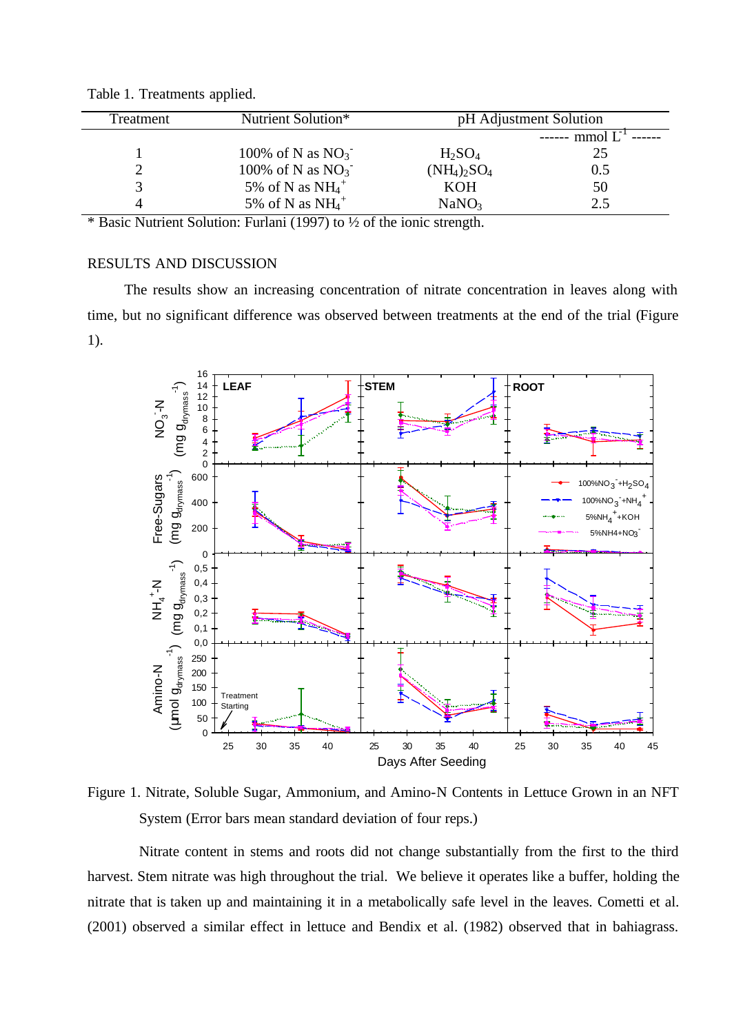Table 1. Treatments applied.

| Treatment | Nutrient Solution* | pH Adjustment Solution | |
|---|---|---|---|
| | | | ------ mmol $L^{-1}$ ------ |
| 1 | 100% of N as $NO_3^-$ | $H_2SO_4$ | 25 |
| 2 | 100% of N as $NO_3^-$ | $(NH_4)_2SO_4$ | 0.5 |
| 3 | 5% of N as $NH_4^+$ | KOH | 50 |
| 4 | 5% of N as $NH_4^+$ | $NaNO_3$ | 2.5 |

* Basic Nutrient Solution: Furlani (1997) to ½ of the ionic strength.

## RESULTS AND DISCUSSION

The results show an increasing concentration of nitrate concentration in leaves along with time, but no significant difference was observed between treatments at the end of the trial (Figure 1).

Figure 1. Nitrate, Soluble Sugar, Ammonium, and Amino-N Contents in Lettuce Grown in an NFT System (Error bars mean standard deviation of four reps.)

Nitrate content in stems and roots did not change substantially from the first to the third harvest. Stem nitrate was high throughout the trial. We believe it operates like a buffer, holding the nitrate that is taken up and maintaining it in a metabolically safe level in the leaves. Cometti et al. (2001) observed a similar effect in lettuce and Bendix et al. (1982) observed that in bahiagrass.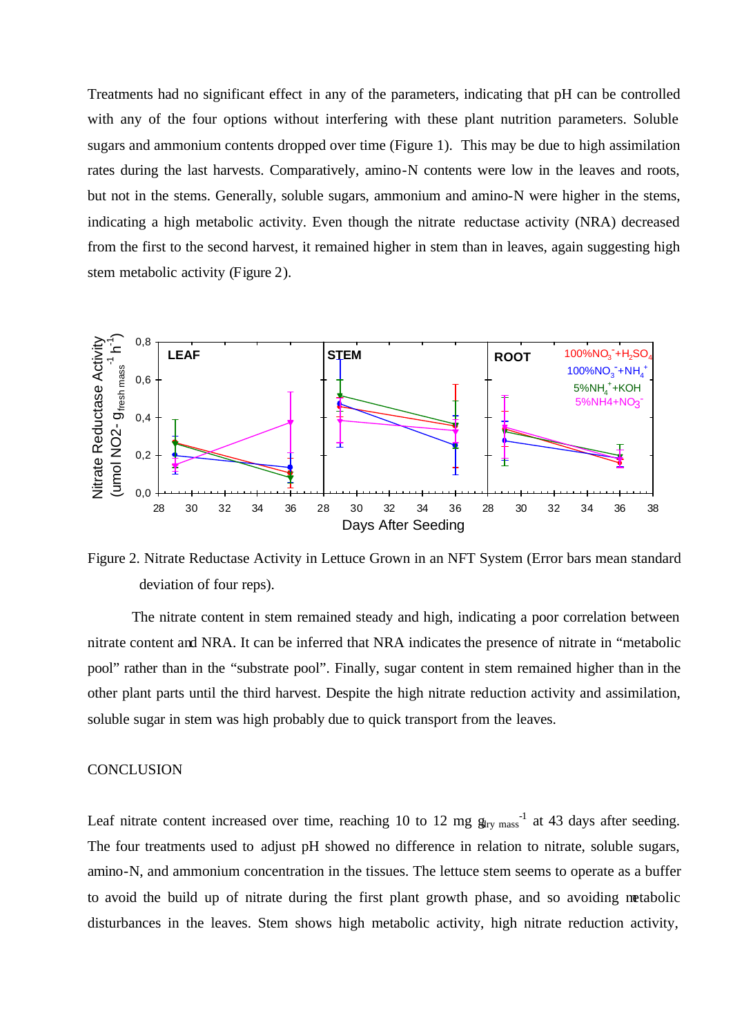Treatments had no significant effect in any of the parameters, indicating that pH can be controlled with any of the four options without interfering with these plant nutrition parameters. Soluble sugars and ammonium contents dropped over time (Figure 1). This may be due to high assimilation rates during the last harvests. Comparatively, amino-N contents were low in the leaves and roots, but not in the stems. Generally, soluble sugars, ammonium and amino-N were higher in the stems, indicating a high metabolic activity. Even though the nitrate reductase activity (NRA) decreased from the first to the second harvest, it remained higher in stem than in leaves, again suggesting high stem metabolic activity (Figure 2).

Figure 2. Nitrate Reductase Activity in Lettuce Grown in an NFT System (Error bars mean standard deviation of four reps).

The nitrate content in stem remained steady and high, indicating a poor correlation between nitrate content and NRA. It can be inferred that NRA indicates the presence of nitrate in "metabolic pool" rather than in the "substrate pool". Finally, sugar content in stem remained higher than in the other plant parts until the third harvest. Despite the high nitrate reduction activity and assimilation, soluble sugar in stem was high probably due to quick transport from the leaves.

## CONCLUSION

Leaf nitrate content increased over time, reaching 10 to 12 mg $g_{dry\ mass}^{-1}$ at 43 days after seeding. The four treatments used to adjust pH showed no difference in relation to nitrate, soluble sugars, amino-N, and ammonium concentration in the tissues. The lettuce stem seems to operate as a buffer to avoid the build up of nitrate during the first plant growth phase, and so avoiding metabolic disturbances in the leaves. Stem shows high metabolic activity, high nitrate reduction activity,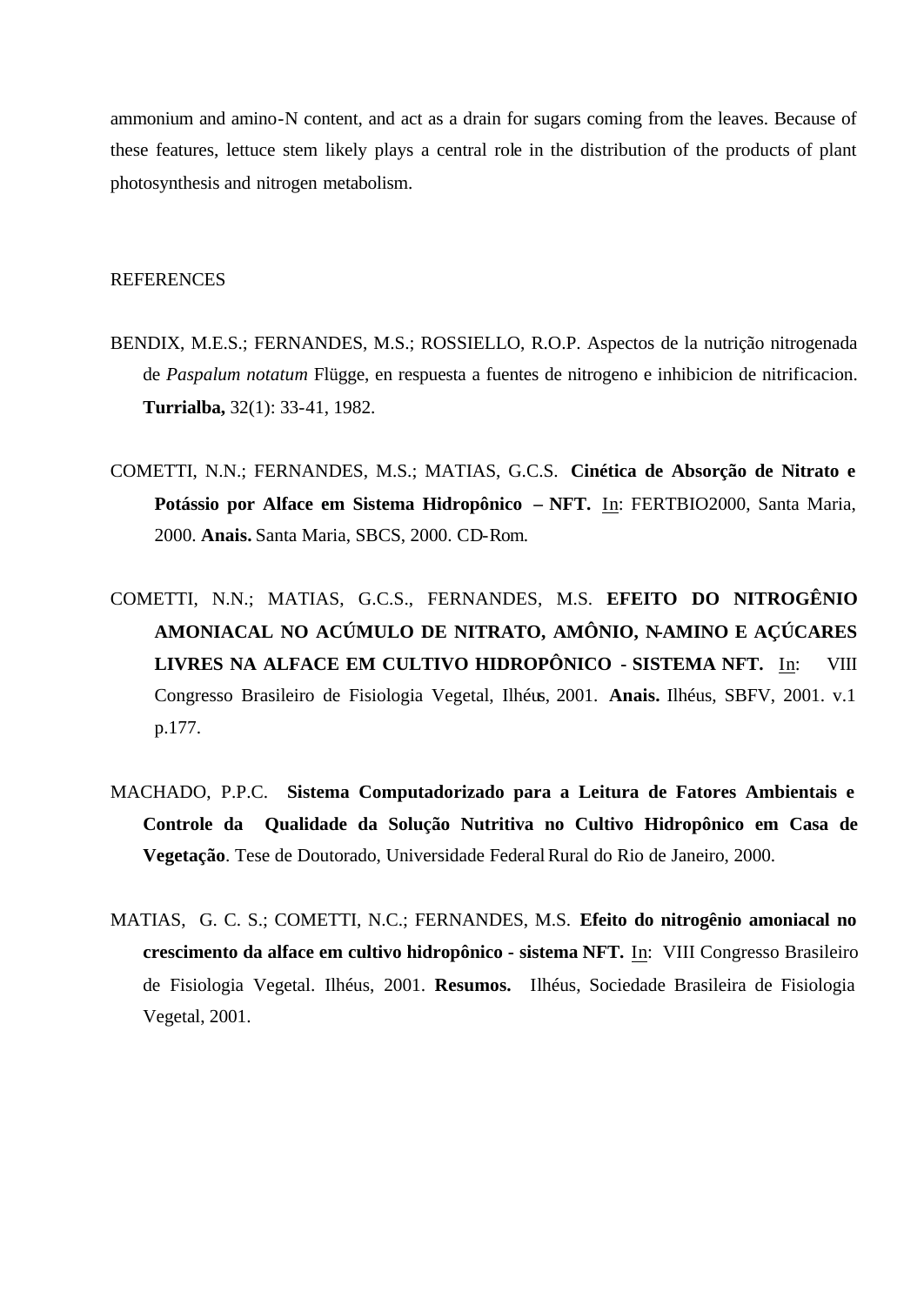ammonium and amino-N content, and act as a drain for sugars coming from the leaves. Because of these features, lettuce stem likely plays a central role in the distribution of the products of plant photosynthesis and nitrogen metabolism.

REFERENCES

BENDIX, M.E.S.; FERNANDES, M.S.; ROSSIELLO, R.O.P. Aspectos de la nutrição nitrogenada de *Paspalum notatum* Flügge, en respuesta a fuentes de nitrogeno e inhibicion de nitrificacion. **Turrialba,** 32(1): 33-41, 1982.

COMETTI, N.N.; FERNANDES, M.S.; MATIAS, G.C.S. **Cinética de Absorção de Nitrato e Potássio por Alface em Sistema Hidropônico – NFT.** In: FERTBIO2000, Santa Maria, 2000. **Anais.** Santa Maria, SBCS, 2000. CD-Rom.

COMETTI, N.N.; MATIAS, G.C.S., FERNANDES, M.S. **EFEITO DO NITROGÊNIO AMONIACAL NO ACÚMULO DE NITRATO, AMÔNIO, N-AMINO E AÇÚCARES LIVRES NA ALFACE EM CULTIVO HIDROPÔNICO - SISTEMA NFT.** In: VIII Congresso Brasileiro de Fisiologia Vegetal, Ilhéus, 2001. **Anais.** Ilhéus, SBFV, 2001. v.1 p.177.

MACHADO, P.P.C. **Sistema Computadorizado para a Leitura de Fatores Ambientais e Controle da Qualidade da Solução Nutritiva no Cultivo Hidropônico em Casa de Vegetação**. Tese de Doutorado, Universidade Federal Rural do Rio de Janeiro, 2000.

MATIAS, G. C. S.; COMETTI, N.C.; FERNANDES, M.S. **Efeito do nitrogênio amoniacal no crescimento da alface em cultivo hidropônico - sistema NFT.** In: VIII Congresso Brasileiro de Fisiologia Vegetal. Ilhéus, 2001. **Resumos.** Ilhéus, Sociedade Brasileira de Fisiologia Vegetal, 2001.